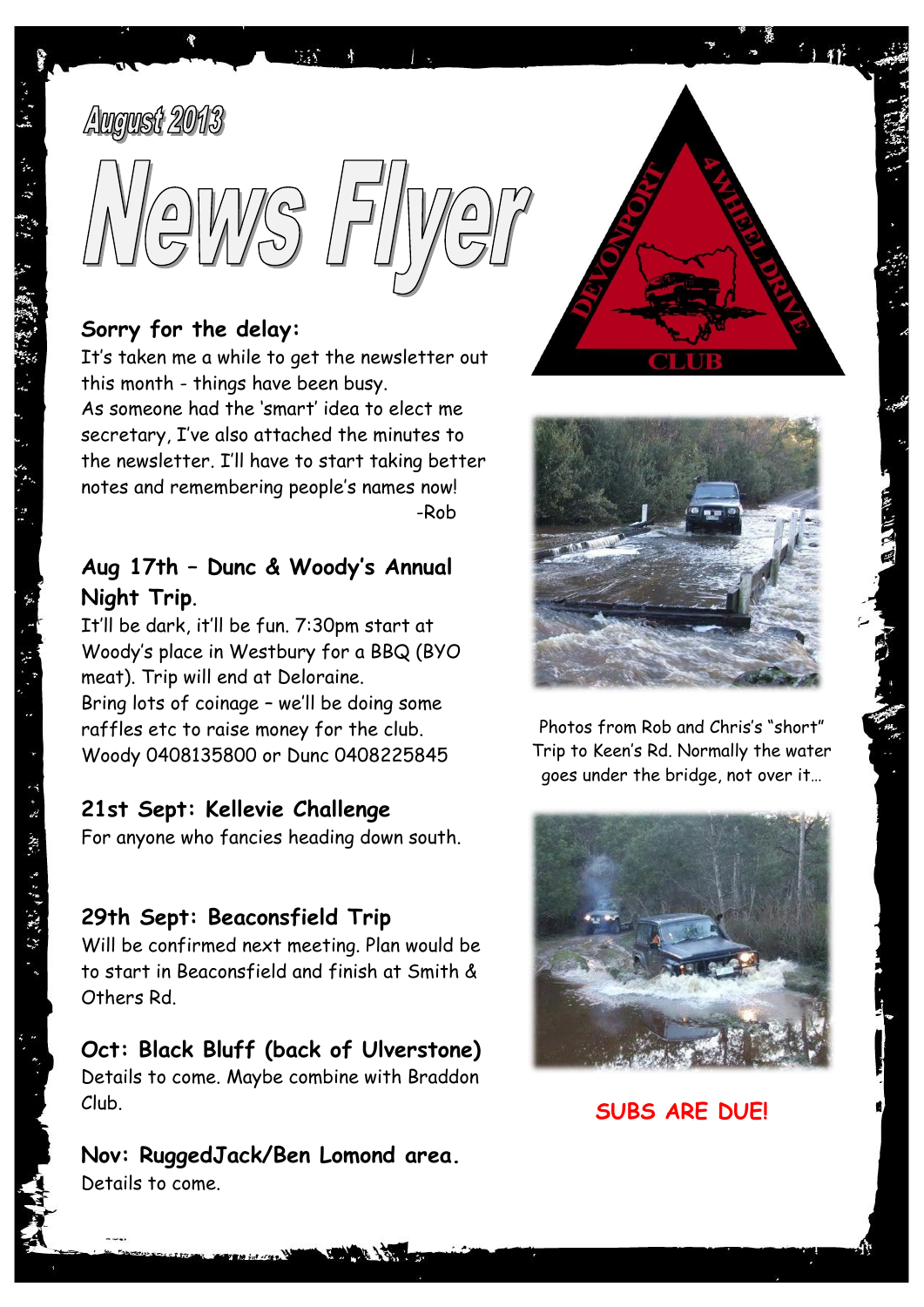August 2013

# News Flyer

### Sorry for the delay:

It's taken me a while to get the newsletter out this month - things have been busy.
As someone had the 'smart' idea to elect me secretary, I've also attached the minutes to the newsletter. I'll have to start taking better notes and remembering people's names now!

-Rob

### Aug 17th – Dunc & Woody's Annual Night Trip.

It'll be dark, it'll be fun. 7:30pm start at Woody's place in Westbury for a BBQ (BYO meat). Trip will end at Deloraine.
Bring lots of coinage – we'll be doing some raffles etc to raise money for the club.
Woody 0408135800 or Dunc 0408225845

### 21st Sept: Kellevie Challenge

For anyone who fancies heading down south.

### 29th Sept: Beaconsfield Trip

Will be confirmed next meeting. Plan would be to start in Beaconsfield and finish at Smith & Others Rd.

### Oct: Black Bluff (back of Ulverstone)

Details to come. Maybe combine with Braddon Club.

### Nov: RuggedJack/Ben Lomond area.

Details to come.

DEVONPORT 4 WHEEL DRIVE CLUB

Photos from Rob and Chris's "short" Trip to Keen's Rd. Normally the water goes under the bridge, not over it…

**SUBS ARE DUE!**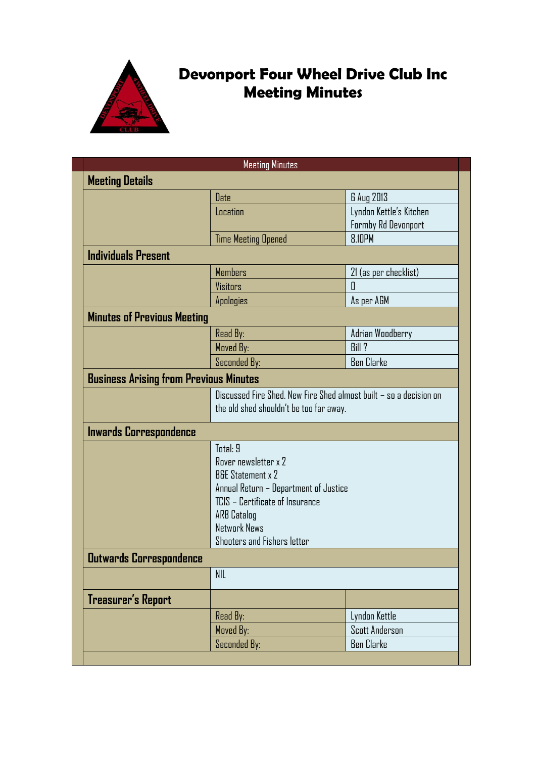# Devonport Four Wheel Drive Club Inc
## Meeting Minutes

| Meeting Minutes | | |
|---|---|---|
| **Meeting Details** | | |
| | Date | 6 Aug 2013 |
| | Location | Lyndon Kettle's Kitchen Formby Rd Devonport |
| | Time Meeting Opened | 8.10PM |
| **Individuals Present** | | |
| | Members | 21 (as per checklist) |
| | Visitors | 0 |
| | Apologies | As per AGM |
| **Minutes of Previous Meeting** | | |
| | Read By: | Adrian Woodberry |
| | Moved By: | Bill ? |
| | Seconded By: | Ben Clarke |
| **Business Arising from Previous Minutes** | | |
| | Discussed Fire Shed. New Fire Shed almost built – so a decision on the old shed shouldn't be too far away. | |
| **Inwards Correspondence** | | |
| | Total: 9<br>Rover newsletter x 2<br>B&E Statement x 2<br>Annual Return – Department of Justice<br>TCIS – Certificate of Insurance<br>ARB Catalog<br>Network News<br>Shooters and Fishers letter | |
| **Outwards Correspondence** | | |
| | NIL | |
| **Treasurer's Report** | | |
| | Read By: | Lyndon Kettle |
| | Moved By: | Scott Anderson |
| | Seconded By: | Ben Clarke |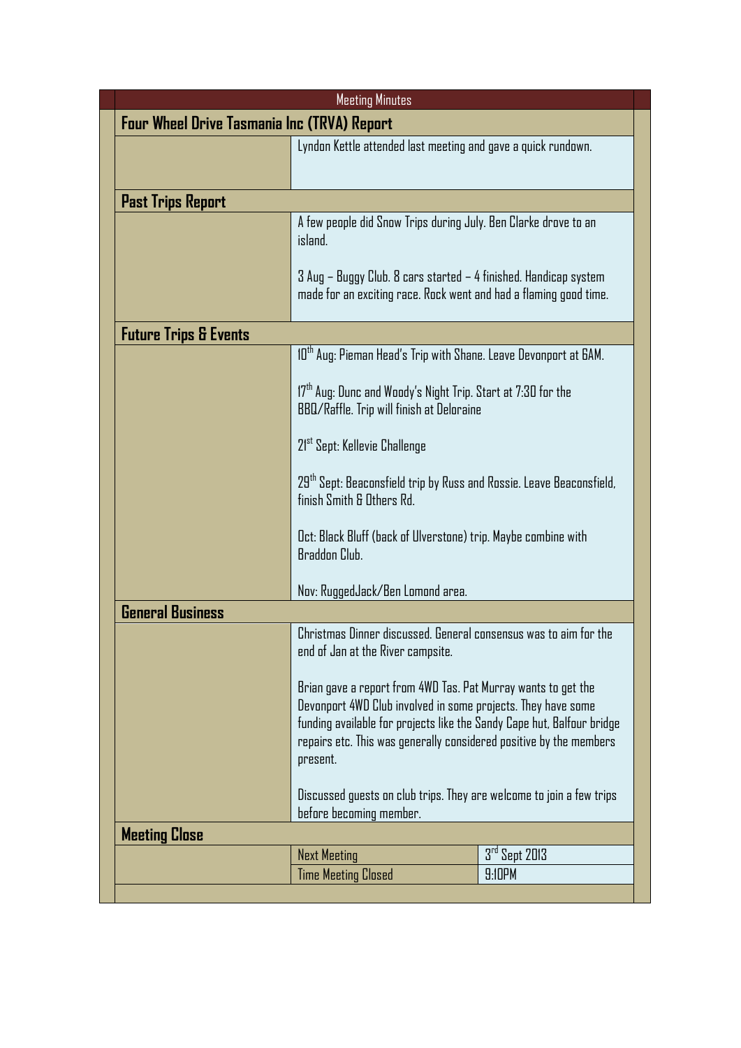Meeting Minutes

## Four Wheel Drive Tasmania Inc (TRVA) Report

Lyndon Kettle attended last meeting and gave a quick rundown.

## Past Trips Report

A few people did Snow Trips during July. Ben Clarke drove to an island.

3 Aug – Buggy Club. 8 cars started – 4 finished. Handicap system made for an exciting race. Rock went and had a flaming good time.

## Future Trips & Events

10th Aug: Pieman Head's Trip with Shane. Leave Devonport at 6AM.

17th Aug: Dunc and Woody's Night Trip. Start at 7:30 for the BBQ/Raffle. Trip will finish at Deloraine

21st Sept: Kellevie Challenge

29th Sept: Beaconsfield trip by Russ and Rossie. Leave Beaconsfield, finish Smith & Others Rd.

Oct: Black Bluff (back of Ulverstone) trip. Maybe combine with Braddon Club.

Nov: RuggedJack/Ben Lomond area.

## General Business

Christmas Dinner discussed. General consensus was to aim for the end of Jan at the River campsite.

Brian gave a report from 4WD Tas. Pat Murray wants to get the Devonport 4WD Club involved in some projects. They have some funding available for projects like the Sandy Cape hut, Balfour bridge repairs etc. This was generally considered positive by the members present.

Discussed guests on club trips. They are welcome to join a few trips before becoming member.

## Meeting Close

| | |
|---|---|
| Next Meeting | 3rd Sept 2013 |
| Time Meeting Closed | 9:10PM |